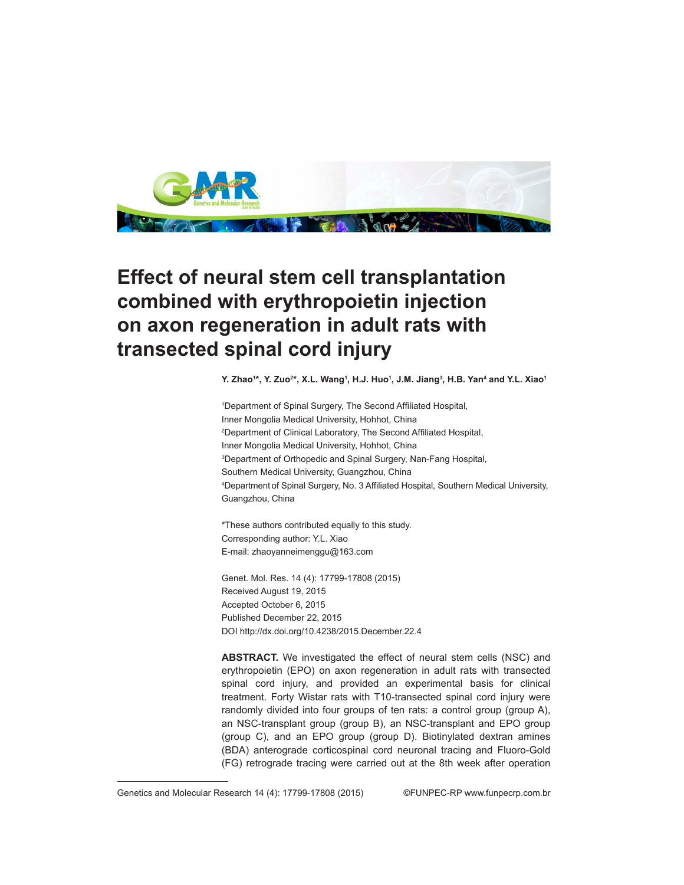# Effect of neural stem cell transplantation combined with erythropoietin injection on axon regeneration in adult rats with transected spinal cord injury

**Y. Zhao[1]*, Y. Zuo[2]*, X.L. Wang[1], H.J. Huo[1], J.M. Jiang[3], H.B. Yan[4] and Y.L. Xiao[1]**

[1]Department of Spinal Surgery, The Second Affiliated Hospital, Inner Mongolia Medical University, Hohhot, China
[2]Department of Clinical Laboratory, The Second Affiliated Hospital, Inner Mongolia Medical University, Hohhot, China
[3]Department of Orthopedic and Spinal Surgery, Nan-Fang Hospital, Southern Medical University, Guangzhou, China
[4]Department of Spinal Surgery, No. 3 Affiliated Hospital, Southern Medical University, Guangzhou, China

*These authors contributed equally to this study.
Corresponding author: Y.L. Xiao
E-mail: zhaoyanneimenggu@163.com

Genet. Mol. Res. 14 (4): 17799-17808 (2015)
Received August 19, 2015
Accepted October 6, 2015
Published December 22, 2015
DOI http://dx.doi.org/10.4238/2015.December.22.4

**ABSTRACT.** We investigated the effect of neural stem cells (NSC) and erythropoietin (EPO) on axon regeneration in adult rats with transected spinal cord injury, and provided an experimental basis for clinical treatment. Forty Wistar rats with T10-transected spinal cord injury were randomly divided into four groups of ten rats: a control group (group A), an NSC-transplant group (group B), an NSC-transplant and EPO group (group C), and an EPO group (group D). Biotinylated dextran amines (BDA) anterograde corticospinal cord neuronal tracing and Fluoro-Gold (FG) retrograde tracing were carried out at the 8th week after operation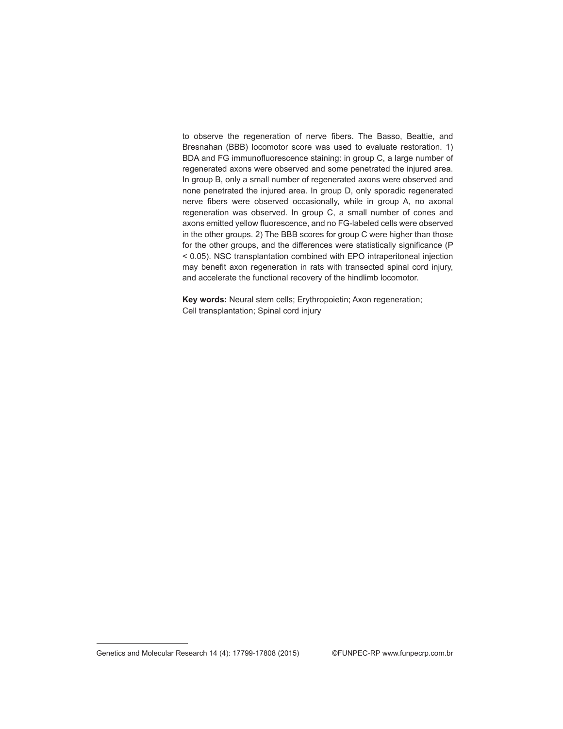to observe the regeneration of nerve fibers. The Basso, Beattie, and Bresnahan (BBB) locomotor score was used to evaluate restoration. 1) BDA and FG immunofluorescence staining: in group C, a large number of regenerated axons were observed and some penetrated the injured area. In group B, only a small number of regenerated axons were observed and none penetrated the injured area. In group D, only sporadic regenerated nerve fibers were observed occasionally, while in group A, no axonal regeneration was observed. In group C, a small number of cones and axons emitted yellow fluorescence, and no FG-labeled cells were observed in the other groups. 2) The BBB scores for group C were higher than those for the other groups, and the differences were statistically significance ($P < 0.05$). NSC transplantation combined with EPO intraperitoneal injection may benefit axon regeneration in rats with transected spinal cord injury, and accelerate the functional recovery of the hindlimb locomotor.

**Key words:** Neural stem cells; Erythropoietin; Axon regeneration; Cell transplantation; Spinal cord injury